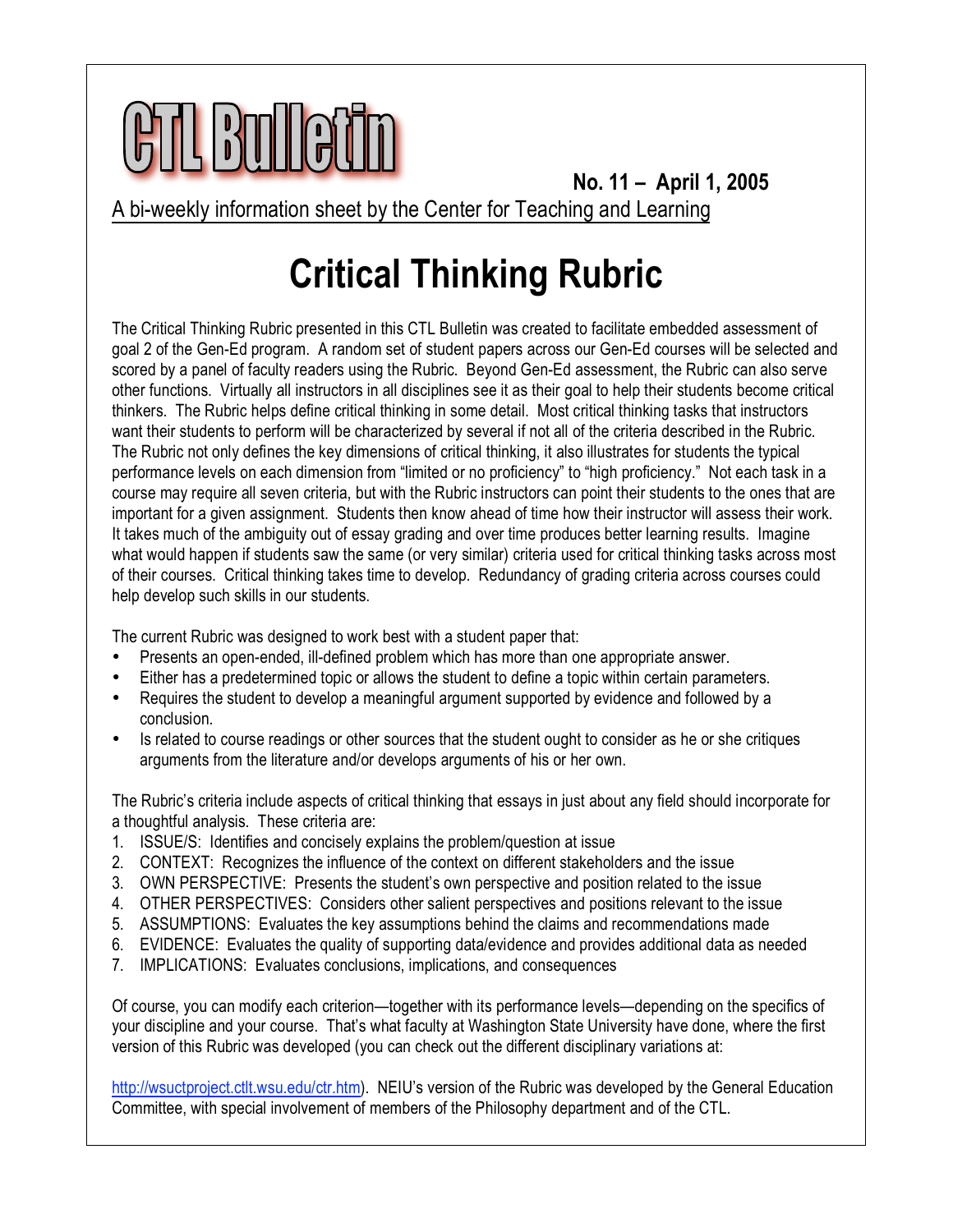# CTL Bulletin

**No. 11 – April 1, 2005**

A bi-weekly information sheet by the Center for Teaching and Learning

# Critical Thinking Rubric

The Critical Thinking Rubric presented in this CTL Bulletin was created to facilitate embedded assessment of goal 2 of the Gen-Ed program. A random set of student papers across our Gen-Ed courses will be selected and scored by a panel of faculty readers using the Rubric. Beyond Gen-Ed assessment, the Rubric can also serve other functions. Virtually all instructors in all disciplines see it as their goal to help their students become critical thinkers. The Rubric helps define critical thinking in some detail. Most critical thinking tasks that instructors want their students to perform will be characterized by several if not all of the criteria described in the Rubric. The Rubric not only defines the key dimensions of critical thinking, it also illustrates for students the typical performance levels on each dimension from "limited or no proficiency" to "high proficiency." Not each task in a course may require all seven criteria, but with the Rubric instructors can point their students to the ones that are important for a given assignment. Students then know ahead of time how their instructor will assess their work. It takes much of the ambiguity out of essay grading and over time produces better learning results. Imagine what would happen if students saw the same (or very similar) criteria used for critical thinking tasks across most of their courses. Critical thinking takes time to develop. Redundancy of grading criteria across courses could help develop such skills in our students.

The current Rubric was designed to work best with a student paper that:

- Presents an open-ended, ill-defined problem which has more than one appropriate answer.
- Either has a predetermined topic or allows the student to define a topic within certain parameters.
- Requires the student to develop a meaningful argument supported by evidence and followed by a conclusion.
- Is related to course readings or other sources that the student ought to consider as he or she critiques arguments from the literature and/or develops arguments of his or her own.

The Rubric's criteria include aspects of critical thinking that essays in just about any field should incorporate for a thoughtful analysis. These criteria are:

1. ISSUE/S: Identifies and concisely explains the problem/question at issue
2. CONTEXT: Recognizes the influence of the context on different stakeholders and the issue
3. OWN PERSPECTIVE: Presents the student's own perspective and position related to the issue
4. OTHER PERSPECTIVES: Considers other salient perspectives and positions relevant to the issue
5. ASSUMPTIONS: Evaluates the key assumptions behind the claims and recommendations made
6. EVIDENCE: Evaluates the quality of supporting data/evidence and provides additional data as needed
7. IMPLICATIONS: Evaluates conclusions, implications, and consequences

Of course, you can modify each criterion—together with its performance levels—depending on the specifics of your discipline and your course. That's what faculty at Washington State University have done, where the first version of this Rubric was developed (you can check out the different disciplinary variations at:

http://wsuctproject.ctlt.wsu.edu/ctr.htm). NEIU's version of the Rubric was developed by the General Education Committee, with special involvement of members of the Philosophy department and of the CTL.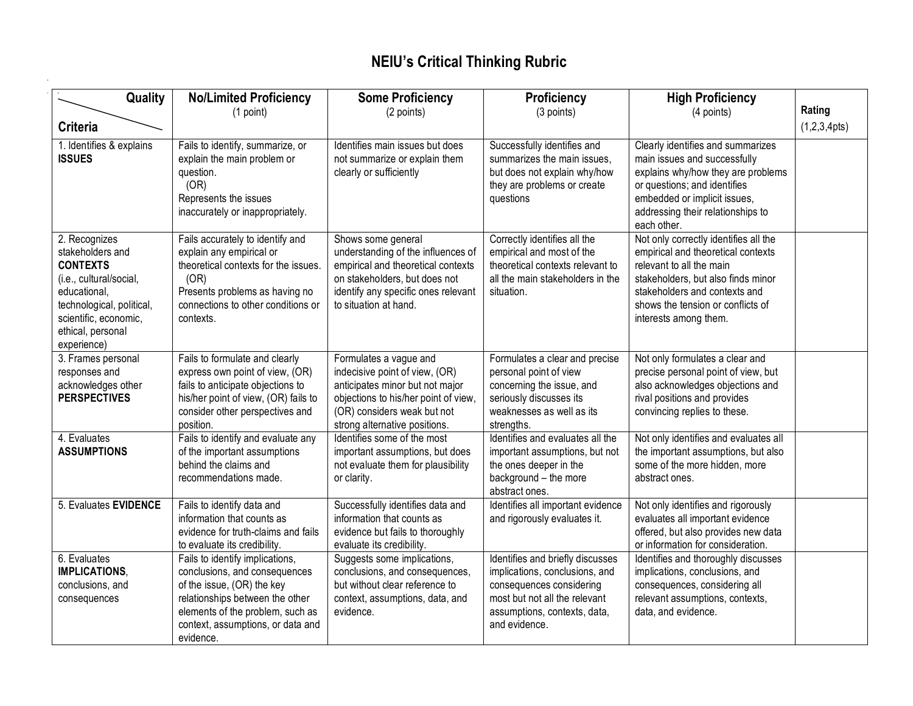# NEIU's Critical Thinking Rubric

| Quality / Criteria | No/Limited Proficiency (1 point) | Some Proficiency (2 points) | Proficiency (3 points) | High Proficiency (4 points) | Rating (1,2,3,4pts) |
|---|---|---|---|---|---|
| 1. Identifies & explains **ISSUES** | Fails to identify, summarize, or explain the main problem or question. (OR) Represents the issues inaccurately or inappropriately. | Identifies main issues but does not summarize or explain them clearly or sufficiently | Successfully identifies and summarizes the main issues, but does not explain why/how they are problems or create questions | Clearly identifies and summarizes main issues and successfully explains why/how they are problems or questions; and identifies embedded or implicit issues, addressing their relationships to each other. | |
| 2. Recognizes stakeholders and **CONTEXTS** (i.e., cultural/social, educational, technological, political, scientific, economic, ethical, personal experience) | Fails accurately to identify and explain any empirical or theoretical contexts for the issues. (OR) Presents problems as having no connections to other conditions or contexts. | Shows some general understanding of the influences of empirical and theoretical contexts on stakeholders, but does not identify any specific ones relevant to situation at hand. | Correctly identifies all the empirical and most of the theoretical contexts relevant to all the main stakeholders in the situation. | Not only correctly identifies all the empirical and theoretical contexts relevant to all the main stakeholders, but also finds minor stakeholders and contexts and shows the tension or conflicts of interests among them. | |
| 3. Frames personal responses and acknowledges other **PERSPECTIVES** | Fails to formulate and clearly express own point of view, (OR) fails to anticipate objections to his/her point of view, (OR) fails to consider other perspectives and position. | Formulates a vague and indecisive point of view, (OR) anticipates minor but not major objections to his/her point of view, (OR) considers weak but not strong alternative positions. | Formulates a clear and precise personal point of view concerning the issue, and seriously discusses its weaknesses as well as its strengths. | Not only formulates a clear and precise personal point of view, but also acknowledges objections and rival positions and provides convincing replies to these. | |
| 4. Evaluates **ASSUMPTIONS** | Fails to identify and evaluate any of the important assumptions behind the claims and recommendations made. | Identifies some of the most important assumptions, but does not evaluate them for plausibility or clarity. | Identifies and evaluates all the important assumptions, but not the ones deeper in the background – the more abstract ones. | Not only identifies and evaluates all the important assumptions, but also some of the more hidden, more abstract ones. | |
| 5. Evaluates **EVIDENCE** | Fails to identify data and information that counts as evidence for truth-claims and fails to evaluate its credibility. | Successfully identifies data and information that counts as evidence but fails to thoroughly evaluate its credibility. | Identifies all important evidence and rigorously evaluates it. | Not only identifies and rigorously evaluates all important evidence offered, but also provides new data or information for consideration. | |
| 6. Evaluates **IMPLICATIONS**, conclusions, and consequences | Fails to identify implications, conclusions, and consequences of the issue, (OR) the key relationships between the other elements of the problem, such as context, assumptions, or data and evidence. | Suggests some implications, conclusions, and consequences, but without clear reference to context, assumptions, data, and evidence. | Identifies and briefly discusses implications, conclusions, and consequences considering most but not all the relevant assumptions, contexts, data, and evidence. | Identifies and thoroughly discusses implications, conclusions, and consequences, considering all relevant assumptions, contexts, data, and evidence. | |